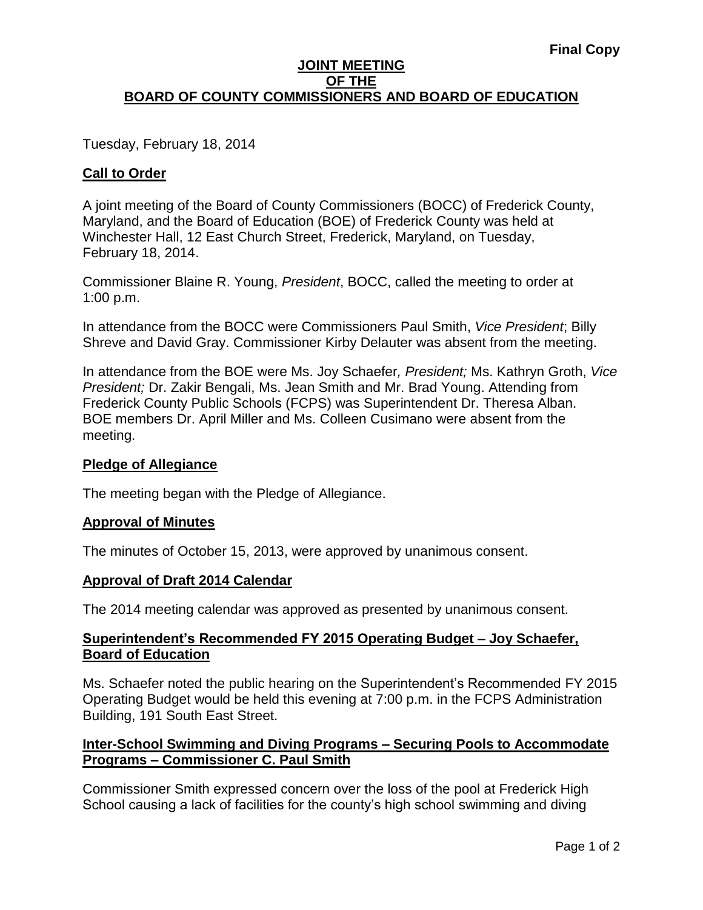**Final Copy**

# JOINT MEETING OF THE BOARD OF COUNTY COMMISSIONERS AND BOARD OF EDUCATION

Tuesday, February 18, 2014

## Call to Order

A joint meeting of the Board of County Commissioners (BOCC) of Frederick County, Maryland, and the Board of Education (BOE) of Frederick County was held at Winchester Hall, 12 East Church Street, Frederick, Maryland, on Tuesday, February 18, 2014.

Commissioner Blaine R. Young, *President*, BOCC, called the meeting to order at 1:00 p.m.

In attendance from the BOCC were Commissioners Paul Smith, *Vice President*; Billy Shreve and David Gray. Commissioner Kirby Delauter was absent from the meeting.

In attendance from the BOE were Ms. Joy Schaefer*, President;* Ms. Kathryn Groth, *Vice President;* Dr. Zakir Bengali, Ms. Jean Smith and Mr. Brad Young. Attending from Frederick County Public Schools (FCPS) was Superintendent Dr. Theresa Alban. BOE members Dr. April Miller and Ms. Colleen Cusimano were absent from the meeting.

## Pledge of Allegiance

The meeting began with the Pledge of Allegiance.

## Approval of Minutes

The minutes of October 15, 2013, were approved by unanimous consent.

## Approval of Draft 2014 Calendar

The 2014 meeting calendar was approved as presented by unanimous consent.

## Superintendent's Recommended FY 2015 Operating Budget – Joy Schaefer, Board of Education

Ms. Schaefer noted the public hearing on the Superintendent's Recommended FY 2015 Operating Budget would be held this evening at 7:00 p.m. in the FCPS Administration Building, 191 South East Street.

## Inter-School Swimming and Diving Programs – Securing Pools to Accommodate Programs – Commissioner C. Paul Smith

Commissioner Smith expressed concern over the loss of the pool at Frederick High School causing a lack of facilities for the county's high school swimming and diving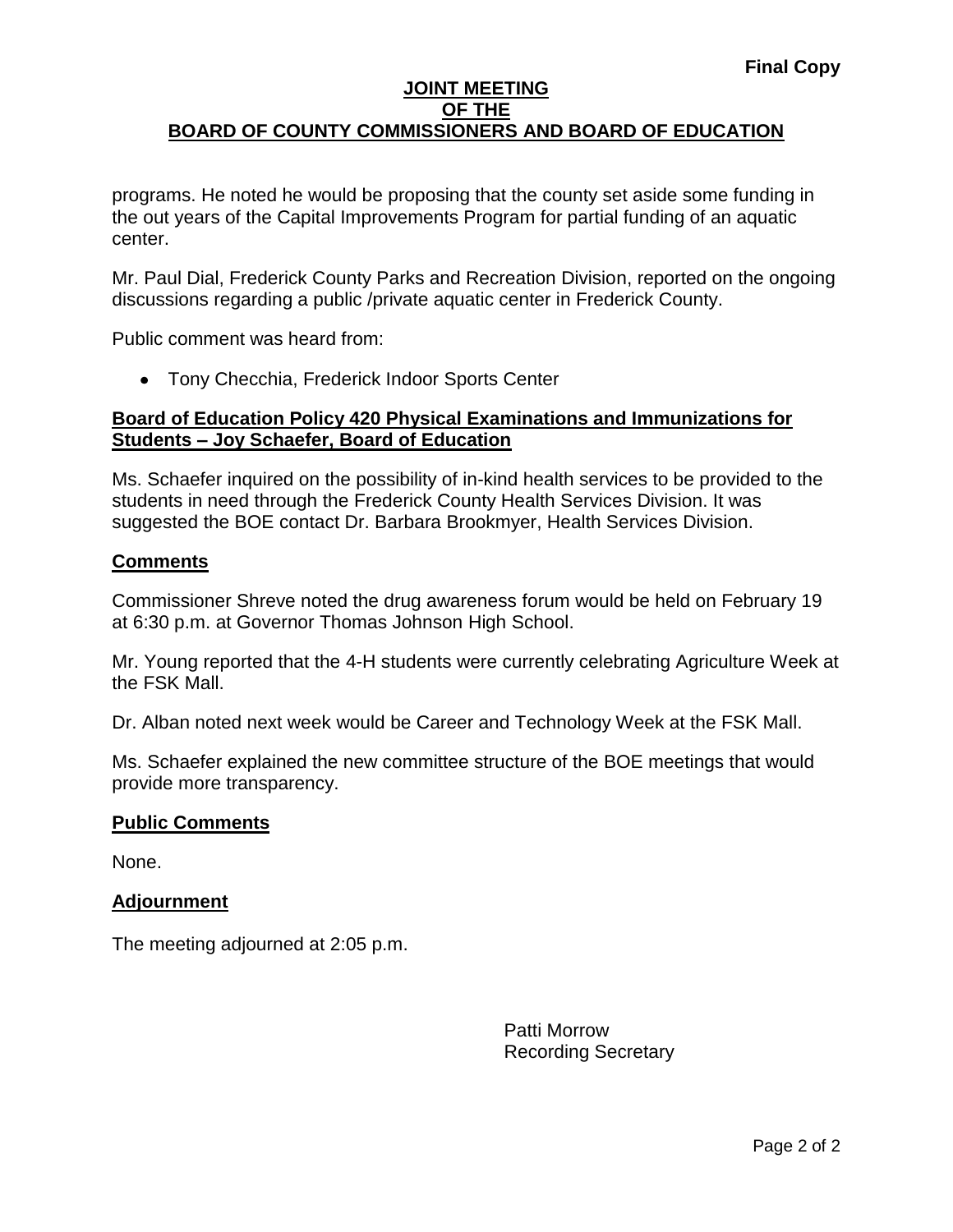Final Copy

**JOINT MEETING OF THE BOARD OF COUNTY COMMISSIONERS AND BOARD OF EDUCATION**

programs. He noted he would be proposing that the county set aside some funding in the out years of the Capital Improvements Program for partial funding of an aquatic center.

Mr. Paul Dial, Frederick County Parks and Recreation Division, reported on the ongoing discussions regarding a public /private aquatic center in Frederick County.

Public comment was heard from:

- Tony Checchia, Frederick Indoor Sports Center

**Board of Education Policy 420 Physical Examinations and Immunizations for Students – Joy Schaefer, Board of Education**

Ms. Schaefer inquired on the possibility of in-kind health services to be provided to the students in need through the Frederick County Health Services Division. It was suggested the BOE contact Dr. Barbara Brookmyer, Health Services Division.

**Comments**

Commissioner Shreve noted the drug awareness forum would be held on February 19 at 6:30 p.m. at Governor Thomas Johnson High School.

Mr. Young reported that the 4-H students were currently celebrating Agriculture Week at the FSK Mall.

Dr. Alban noted next week would be Career and Technology Week at the FSK Mall.

Ms. Schaefer explained the new committee structure of the BOE meetings that would provide more transparency.

**Public Comments**

None.

**Adjournment**

The meeting adjourned at 2:05 p.m.

Patti Morrow
Recording Secretary